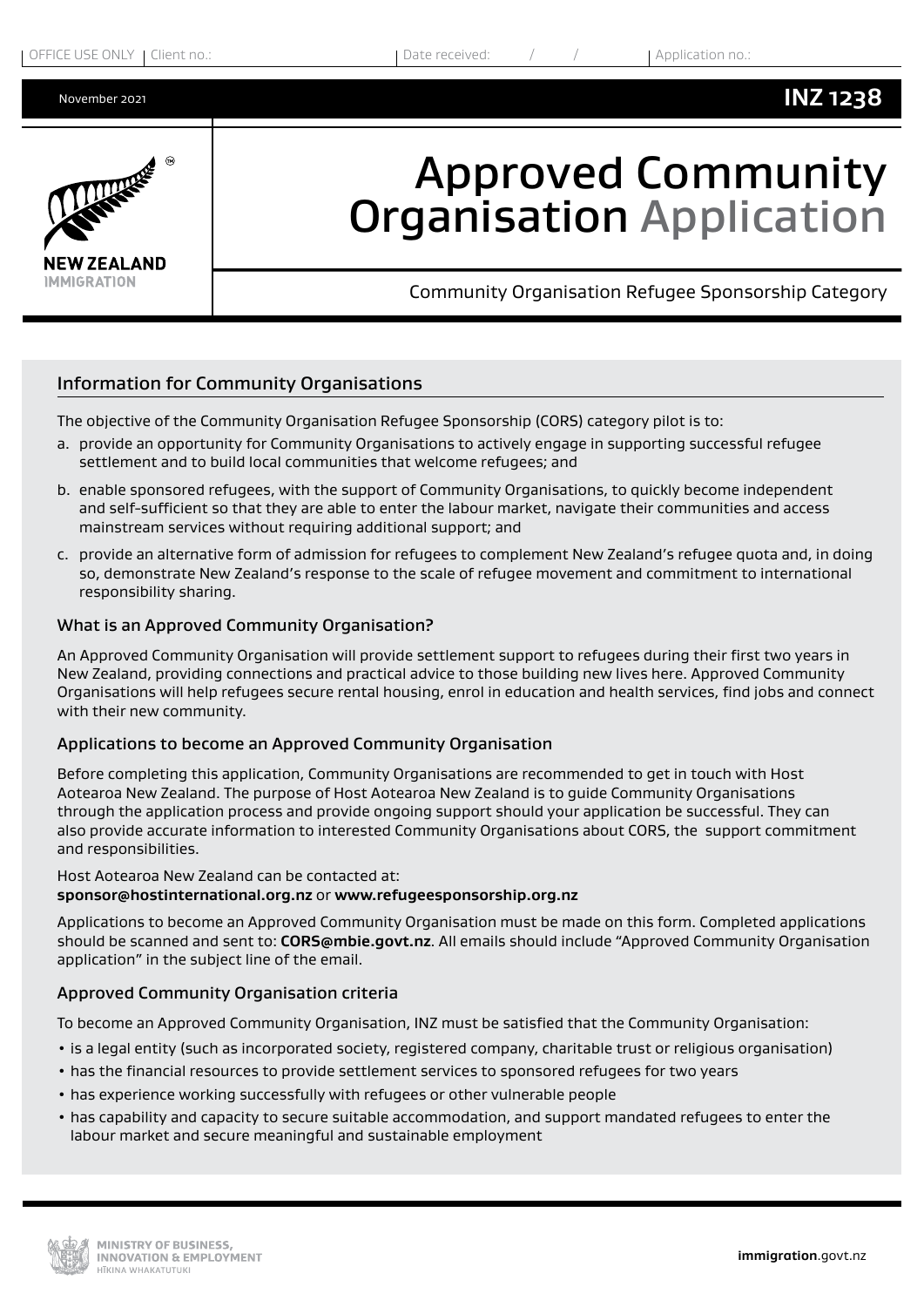OFFICE USE ONLY | Client no.: | Date received: / / | Application no.:

November 2021 **INZ 1238**

# Approved Community Organisation Application

Community Organisation Refugee Sponsorship Category

## Information for Community Organisations

The objective of the Community Organisation Refugee Sponsorship (CORS) category pilot is to:

a. provide an opportunity for Community Organisations to actively engage in supporting successful refugee settlement and to build local communities that welcome refugees; and

b. enable sponsored refugees, with the support of Community Organisations, to quickly become independent and self-sufficient so that they are able to enter the labour market, navigate their communities and access mainstream services without requiring additional support; and

c. provide an alternative form of admission for refugees to complement New Zealand's refugee quota and, in doing so, demonstrate New Zealand's response to the scale of refugee movement and commitment to international responsibility sharing.

### What is an Approved Community Organisation?

An Approved Community Organisation will provide settlement support to refugees during their first two years in New Zealand, providing connections and practical advice to those building new lives here. Approved Community Organisations will help refugees secure rental housing, enrol in education and health services, find jobs and connect with their new community.

### Applications to become an Approved Community Organisation

Before completing this application, Community Organisations are recommended to get in touch with Host Aotearoa New Zealand. The purpose of Host Aotearoa New Zealand is to guide Community Organisations through the application process and provide ongoing support should your application be successful. They can also provide accurate information to interested Community Organisations about CORS, the support commitment and responsibilities.

Host Aotearoa New Zealand can be contacted at:
**sponsor@hostinternational.org.nz** or **www.refugeesponsorship.org.nz**

Applications to become an Approved Community Organisation must be made on this form. Completed applications should be scanned and sent to: **CORS@mbie.govt.nz**. All emails should include "Approved Community Organisation application" in the subject line of the email.

### Approved Community Organisation criteria

To become an Approved Community Organisation, INZ must be satisfied that the Community Organisation:

- is a legal entity (such as incorporated society, registered company, charitable trust or religious organisation)
- has the financial resources to provide settlement services to sponsored refugees for two years
- has experience working successfully with refugees or other vulnerable people
- has capability and capacity to secure suitable accommodation, and support mandated refugees to enter the labour market and secure meaningful and sustainable employment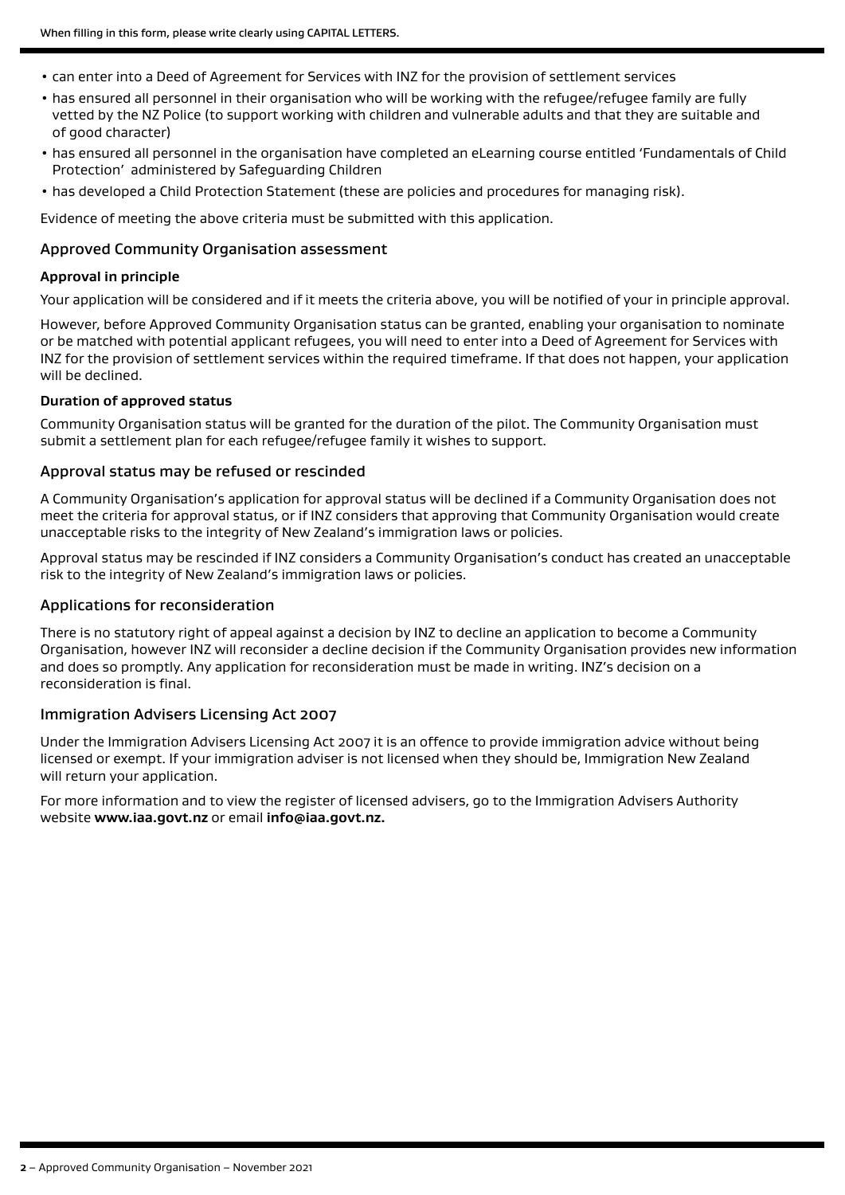- can enter into a Deed of Agreement for Services with INZ for the provision of settlement services
- has ensured all personnel in their organisation who will be working with the refugee/refugee family are fully vetted by the NZ Police (to support working with children and vulnerable adults and that they are suitable and of good character)
- has ensured all personnel in the organisation have completed an eLearning course entitled 'Fundamentals of Child Protection' administered by Safeguarding Children
- has developed a Child Protection Statement (these are policies and procedures for managing risk).

Evidence of meeting the above criteria must be submitted with this application.

## Approved Community Organisation assessment

**Approval in principle**

Your application will be considered and if it meets the criteria above, you will be notified of your in principle approval.

However, before Approved Community Organisation status can be granted, enabling your organisation to nominate or be matched with potential applicant refugees, you will need to enter into a Deed of Agreement for Services with INZ for the provision of settlement services within the required timeframe. If that does not happen, your application will be declined.

**Duration of approved status**

Community Organisation status will be granted for the duration of the pilot. The Community Organisation must submit a settlement plan for each refugee/refugee family it wishes to support.

## Approval status may be refused or rescinded

A Community Organisation's application for approval status will be declined if a Community Organisation does not meet the criteria for approval status, or if INZ considers that approving that Community Organisation would create unacceptable risks to the integrity of New Zealand's immigration laws or policies.

Approval status may be rescinded if INZ considers a Community Organisation's conduct has created an unacceptable risk to the integrity of New Zealand's immigration laws or policies.

## Applications for reconsideration

There is no statutory right of appeal against a decision by INZ to decline an application to become a Community Organisation, however INZ will reconsider a decline decision if the Community Organisation provides new information and does so promptly. Any application for reconsideration must be made in writing. INZ's decision on a reconsideration is final.

## Immigration Advisers Licensing Act 2007

Under the Immigration Advisers Licensing Act 2007 it is an offence to provide immigration advice without being licensed or exempt. If your immigration adviser is not licensed when they should be, Immigration New Zealand will return your application.

For more information and to view the register of licensed advisers, go to the Immigration Advisers Authority website **www.iaa.govt.nz** or email **info@iaa.govt.nz.**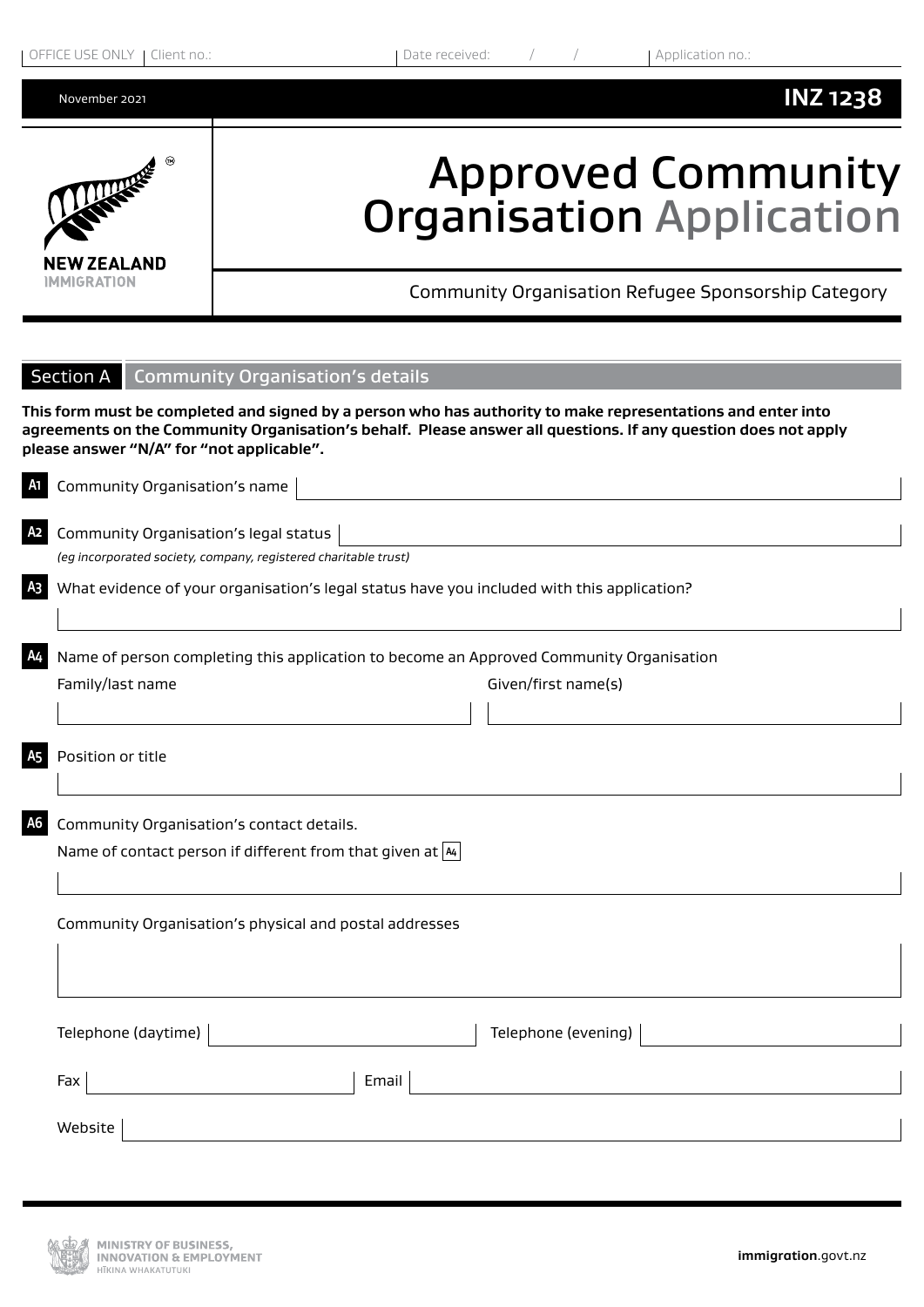OFFICE USE ONLY | Client no.: | Date received: / / | Application no.:

November 2021 **INZ 1238**

# Approved Community Organisation Application

Community Organisation Refugee Sponsorship Category

## Section A Community Organisation's details

**This form must be completed and signed by a person who has authority to make representations and enter into agreements on the Community Organisation's behalf. Please answer all questions. If any question does not apply please answer "N/A" for "not applicable".**

**A1** Community Organisation's name

**A2** Community Organisation's legal status
*(eg incorporated society, company, registered charitable trust)*

**A3** What evidence of your organisation's legal status have you included with this application?

**A4** Name of person completing this application to become an Approved Community Organisation

Family/last name

Given/first name(s)

**A5** Position or title

**A6** Community Organisation's contact details.

Name of contact person if different from that given at A4

Community Organisation's physical and postal addresses

Telephone (daytime)

Telephone (evening)

Fax

Email

Website

MINISTRY OF BUSINESS, INNOVATION & EMPLOYMENT
HĪKINA WHAKATUTUKI

**immigration**.govt.nz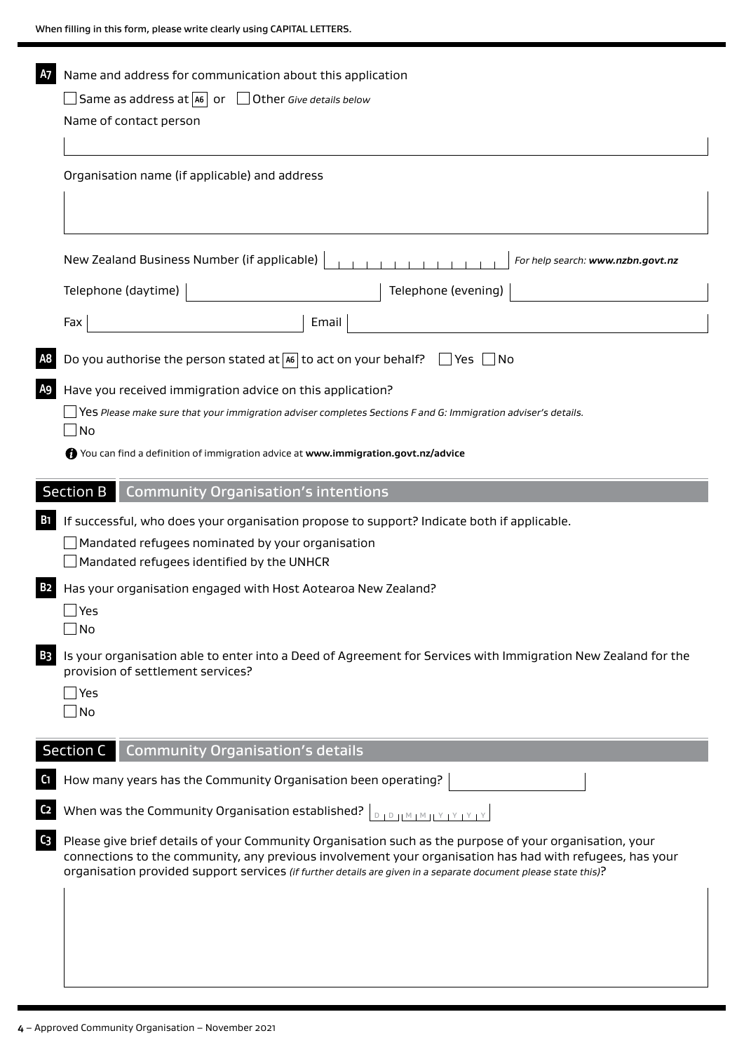When filling in this form, please write clearly using CAPITAL LETTERS.

**A7** Name and address for communication about this application

☐ Same as address at **A6** or ☐ Other *Give details below*

Name of contact person

Organisation name (if applicable) and address

New Zealand Business Number (if applicable) *For help search: **www.nzbn.govt.nz***

Telephone (daytime) Telephone (evening)

Fax Email

**A8** Do you authorise the person stated at **A6** to act on your behalf? ☐ Yes ☐ No

**A9** Have you received immigration advice on this application?

☐ Yes *Please make sure that your immigration adviser completes Sections F and G: Immigration adviser's details.*

☐ No

You can find a definition of immigration advice at **www.immigration.govt.nz/advice**

## Section B Community Organisation's intentions

**B1** If successful, who does your organisation propose to support? Indicate both if applicable.

☐ Mandated refugees nominated by your organisation

☐ Mandated refugees identified by the UNHCR

**B2** Has your organisation engaged with Host Aotearoa New Zealand?

☐ Yes

☐ No

**B3** Is your organisation able to enter into a Deed of Agreement for Services with Immigration New Zealand for the provision of settlement services?

☐ Yes

☐ No

## Section C Community Organisation's details

**C1** How many years has the Community Organisation been operating?

**C2** When was the Community Organisation established? D D M M Y Y Y Y

**C3** Please give brief details of your Community Organisation such as the purpose of your organisation, your connections to the community, any previous involvement your organisation has had with refugees, has your organisation provided support services *(if further details are given in a separate document please state this)*?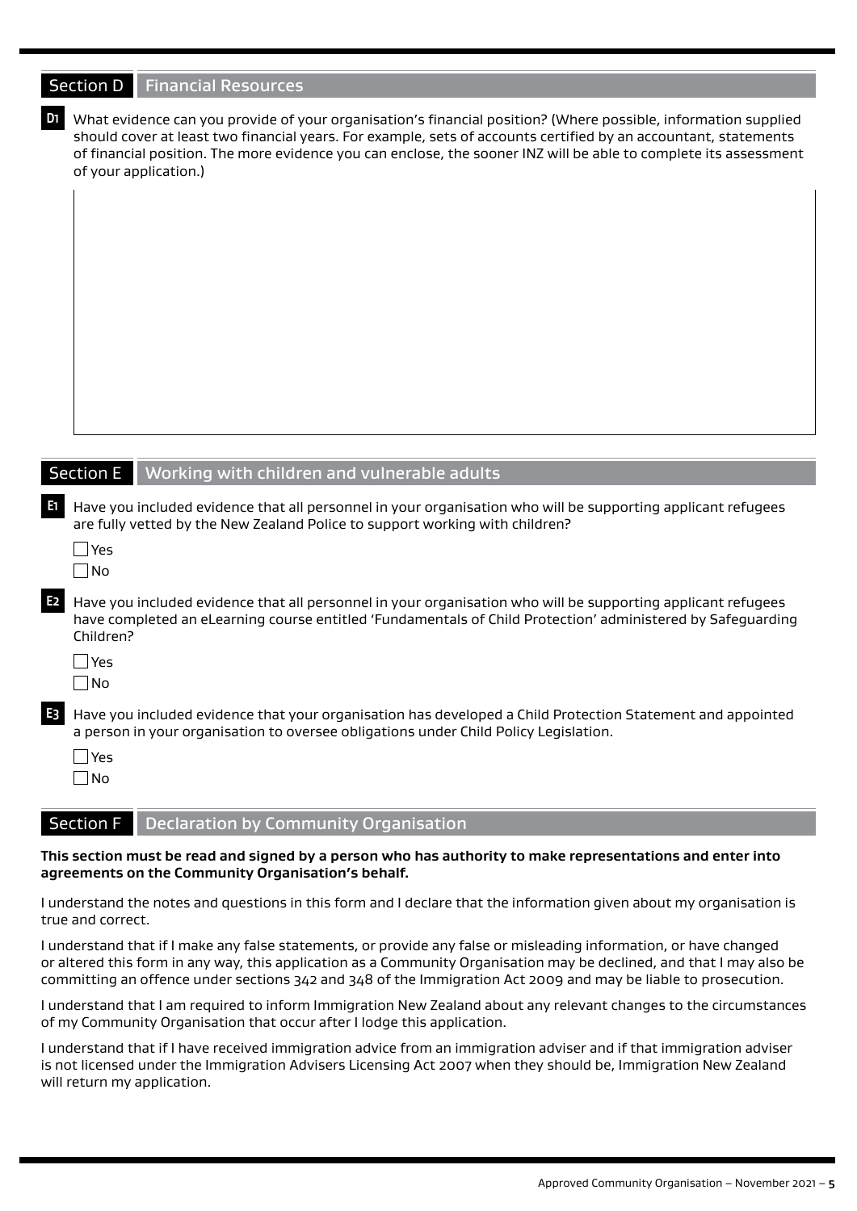## Section D Financial Resources

**D1** What evidence can you provide of your organisation's financial position? (Where possible, information supplied should cover at least two financial years. For example, sets of accounts certified by an accountant, statements of financial position. The more evidence you can enclose, the sooner INZ will be able to complete its assessment of your application.)

## Section E Working with children and vulnerable adults

**E1** Have you included evidence that all personnel in your organisation who will be supporting applicant refugees are fully vetted by the New Zealand Police to support working with children?

☐ Yes
☐ No

**E2** Have you included evidence that all personnel in your organisation who will be supporting applicant refugees have completed an eLearning course entitled 'Fundamentals of Child Protection' administered by Safeguarding Children?

☐ Yes
☐ No

**E3** Have you included evidence that your organisation has developed a Child Protection Statement and appointed a person in your organisation to oversee obligations under Child Policy Legislation.

☐ Yes
☐ No

## Section F Declaration by Community Organisation

**This section must be read and signed by a person who has authority to make representations and enter into agreements on the Community Organisation's behalf.**

I understand the notes and questions in this form and I declare that the information given about my organisation is true and correct.

I understand that if I make any false statements, or provide any false or misleading information, or have changed or altered this form in any way, this application as a Community Organisation may be declined, and that I may also be committing an offence under sections 342 and 348 of the Immigration Act 2009 and may be liable to prosecution.

I understand that I am required to inform Immigration New Zealand about any relevant changes to the circumstances of my Community Organisation that occur after I lodge this application.

I understand that if I have received immigration advice from an immigration adviser and if that immigration adviser is not licensed under the Immigration Advisers Licensing Act 2007 when they should be, Immigration New Zealand will return my application.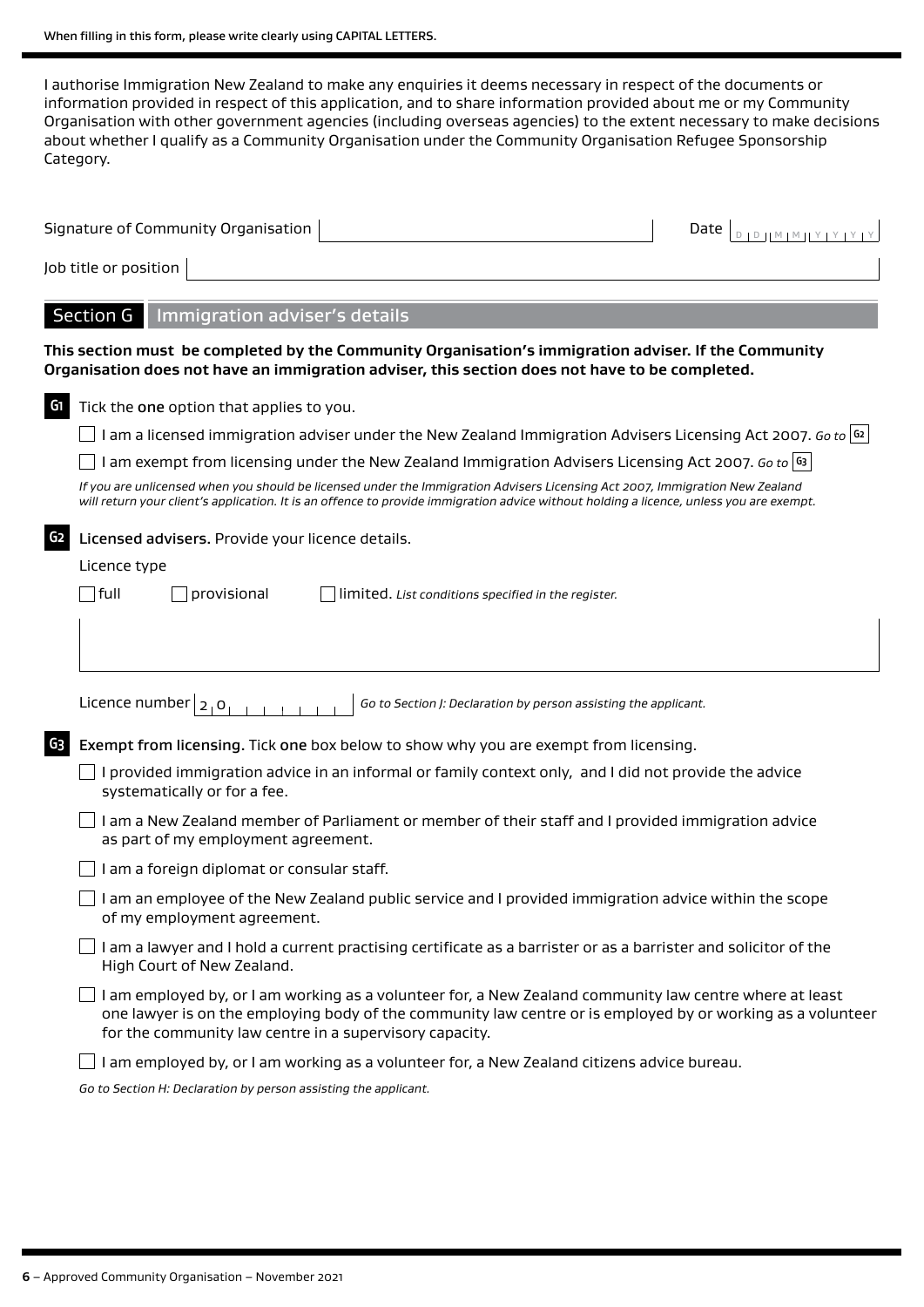When filling in this form, please write clearly using CAPITAL LETTERS.

I authorise Immigration New Zealand to make any enquiries it deems necessary in respect of the documents or information provided in respect of this application, and to share information provided about me or my Community Organisation with other government agencies (including overseas agencies) to the extent necessary to make decisions about whether I qualify as a Community Organisation under the Community Organisation Refugee Sponsorship Category.

Signature of Community Organisation ______________________ Date D D M M Y Y Y Y

Job title or position ______________________

## Section G Immigration adviser's details

**This section must be completed by the Community Organisation's immigration adviser. If the Community Organisation does not have an immigration adviser, this section does not have to be completed.**

**G1** Tick the **one** option that applies to you.

- ☐ I am a licensed immigration adviser under the New Zealand Immigration Advisers Licensing Act 2007. *Go to* **G2**
- ☐ I am exempt from licensing under the New Zealand Immigration Advisers Licensing Act 2007. *Go to* **G3**

*If you are unlicensed when you should be licensed under the Immigration Advisers Licensing Act 2007, Immigration New Zealand will return your client's application. It is an offence to provide immigration advice without holding a licence, unless you are exempt.*

**G2** **Licensed advisers.** Provide your licence details.

Licence type

- ☐ full
- ☐ provisional
- ☐ limited. *List conditions specified in the register.*

Licence number 2 0 _ _ _ _ _ _ _ *Go to Section J: Declaration by person assisting the applicant.*

**G3** **Exempt from licensing.** Tick **one** box below to show why you are exempt from licensing.

- ☐ I provided immigration advice in an informal or family context only, and I did not provide the advice systematically or for a fee.
- ☐ I am a New Zealand member of Parliament or member of their staff and I provided immigration advice as part of my employment agreement.
- ☐ I am a foreign diplomat or consular staff.
- ☐ I am an employee of the New Zealand public service and I provided immigration advice within the scope of my employment agreement.
- ☐ I am a lawyer and I hold a current practising certificate as a barrister or as a barrister and solicitor of the High Court of New Zealand.
- ☐ I am employed by, or I am working as a volunteer for, a New Zealand community law centre where at least one lawyer is on the employing body of the community law centre or is employed by or working as a volunteer for the community law centre in a supervisory capacity.
- ☐ I am employed by, or I am working as a volunteer for, a New Zealand citizens advice bureau.

*Go to Section H: Declaration by person assisting the applicant.*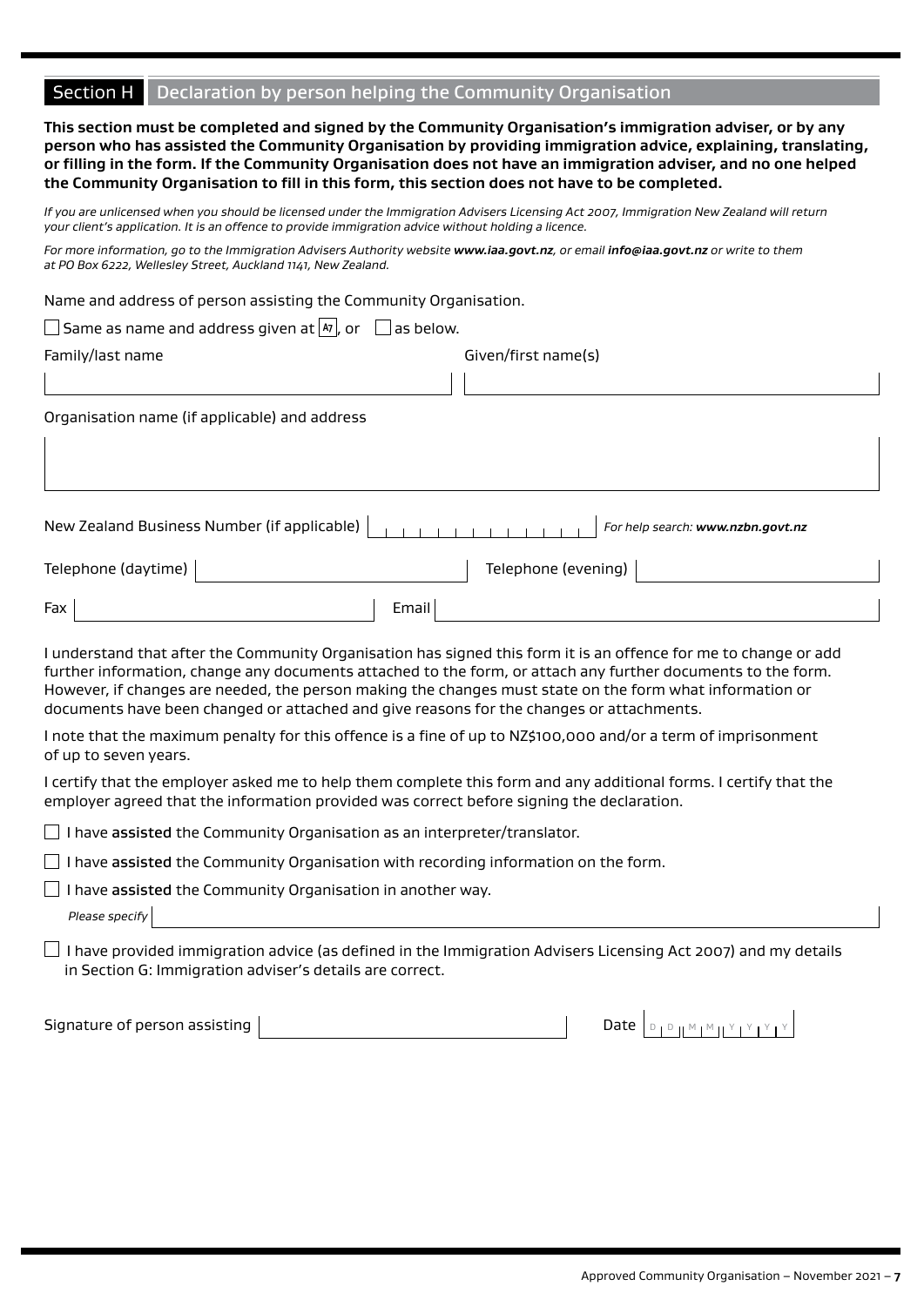## Section H Declaration by person helping the Community Organisation

**This section must be completed and signed by the Community Organisation's immigration adviser, or by any person who has assisted the Community Organisation by providing immigration advice, explaining, translating, or filling in the form. If the Community Organisation does not have an immigration adviser, and no one helped the Community Organisation to fill in this form, this section does not have to be completed.**

*If you are unlicensed when you should be licensed under the Immigration Advisers Licensing Act 2007, Immigration New Zealand will return your client's application. It is an offence to provide immigration advice without holding a licence.*

*For more information, go to the Immigration Advisers Authority website **www.iaa.govt.nz**, or email **info@iaa.govt.nz** or write to them at PO Box 6222, Wellesley Street, Auckland 1141, New Zealand.*

Name and address of person assisting the Community Organisation.

☐ Same as name and address given at A7, or ☐ as below.

Family/last name

Given/first name(s)

Organisation name (if applicable) and address

New Zealand Business Number (if applicable) *For help search: **www.nzbn.govt.nz***

Telephone (daytime)

Telephone (evening)

Fax

Email

I understand that after the Community Organisation has signed this form it is an offence for me to change or add further information, change any documents attached to the form, or attach any further documents to the form. However, if changes are needed, the person making the changes must state on the form what information or documents have been changed or attached and give reasons for the changes or attachments.

I note that the maximum penalty for this offence is a fine of up to NZ$100,000 and/or a term of imprisonment of up to seven years.

I certify that the employer asked me to help them complete this form and any additional forms. I certify that the employer agreed that the information provided was correct before signing the declaration.

☐ I have **assisted** the Community Organisation as an interpreter/translator.

☐ I have **assisted** the Community Organisation with recording information on the form.

☐ I have **assisted** the Community Organisation in another way.

*Please specify*

☐ I have provided immigration advice (as defined in the Immigration Advisers Licensing Act 2007) and my details in Section G: Immigration adviser's details are correct.

Signature of person assisting

Date D D M M Y Y Y Y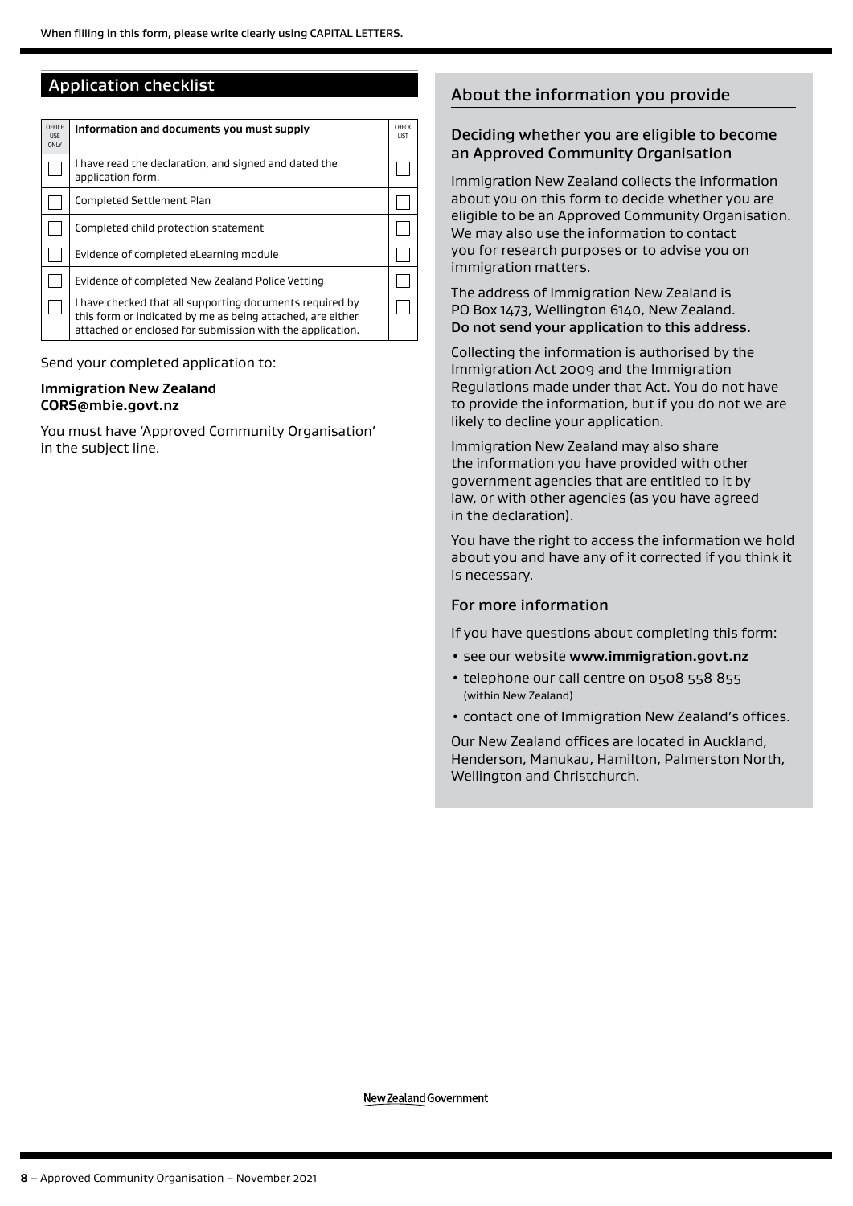When filling in this form, please write clearly using CAPITAL LETTERS.

## Application checklist

| OFFICE USE ONLY | Information and documents you must supply | CHECK LIST |
|---|---|---|
| ☐ | I have read the declaration, and signed and dated the application form. | ☐ |
| ☐ | Completed Settlement Plan | ☐ |
| ☐ | Completed child protection statement | ☐ |
| ☐ | Evidence of completed eLearning module | ☐ |
| ☐ | Evidence of completed New Zealand Police Vetting | ☐ |
| ☐ | I have checked that all supporting documents required by this form or indicated by me as being attached, are either attached or enclosed for submission with the application. | ☐ |

Send your completed application to:

**Immigration New Zealand**
**CORS@mbie.govt.nz**

You must have 'Approved Community Organisation' in the subject line.

## About the information you provide

### Deciding whether you are eligible to become an Approved Community Organisation

Immigration New Zealand collects the information about you on this form to decide whether you are eligible to be an Approved Community Organisation. We may also use the information to contact you for research purposes or to advise you on immigration matters.

The address of Immigration New Zealand is PO Box 1473, Wellington 6140, New Zealand. **Do not send your application to this address.**

Collecting the information is authorised by the Immigration Act 2009 and the Immigration Regulations made under that Act. You do not have to provide the information, but if you do not we are likely to decline your application.

Immigration New Zealand may also share the information you have provided with other government agencies that are entitled to it by law, or with other agencies (as you have agreed in the declaration).

You have the right to access the information we hold about you and have any of it corrected if you think it is necessary.

### For more information

If you have questions about completing this form:

- see our website **www.immigration.govt.nz**
- telephone our call centre on 0508 558 855 (within New Zealand)
- contact one of Immigration New Zealand's offices.

Our New Zealand offices are located in Auckland, Henderson, Manukau, Hamilton, Palmerston North, Wellington and Christchurch.

New Zealand Government